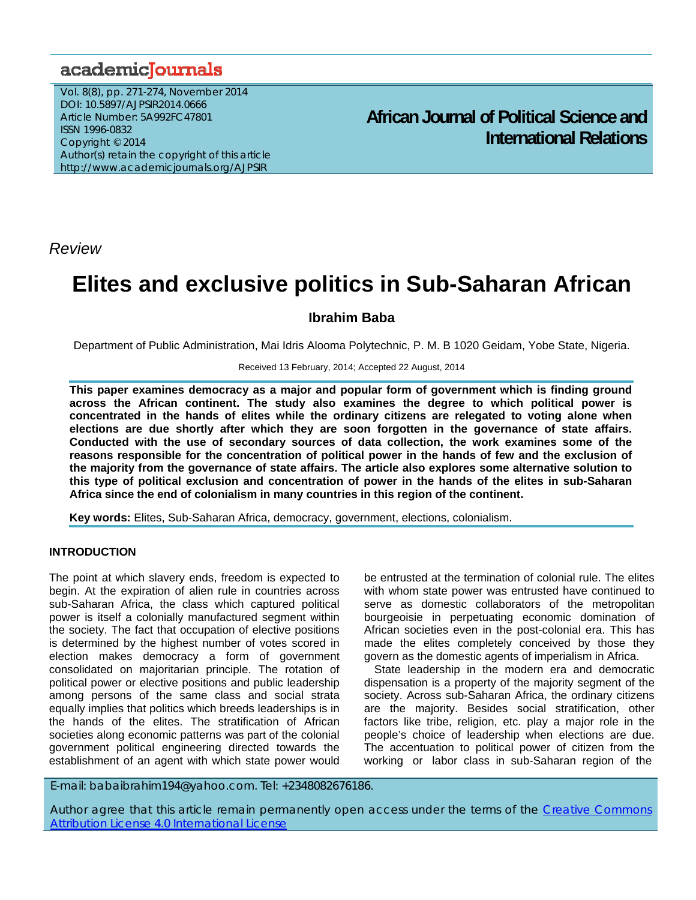academicJournals

Vol. 8(8), pp. 271-274, November 2014
DOI: 10.5897/AJPSIR2014.0666
Article Number: 5A992FC47801
ISSN 1996-0832
Copyright © 2014
Author(s) retain the copyright of this article
http://www.academicjournals.org/AJPSIR

**African Journal of Political Science and International Relations**

*Review*

# Elites and exclusive politics in Sub-Saharan African

**Ibrahim Baba**

Department of Public Administration, Mai Idris Alooma Polytechnic, P. M. B 1020 Geidam, Yobe State, Nigeria.

Received 13 February, 2014; Accepted 22 August, 2014

**This paper examines democracy as a major and popular form of government which is finding ground across the African continent. The study also examines the degree to which political power is concentrated in the hands of elites while the ordinary citizens are relegated to voting alone when elections are due shortly after which they are soon forgotten in the governance of state affairs. Conducted with the use of secondary sources of data collection, the work examines some of the reasons responsible for the concentration of political power in the hands of few and the exclusion of the majority from the governance of state affairs. The article also explores some alternative solution to this type of political exclusion and concentration of power in the hands of the elites in sub-Saharan Africa since the end of colonialism in many countries in this region of the continent.**

**Key words:** Elites, Sub-Saharan Africa, democracy, government, elections, colonialism.

## INTRODUCTION

The point at which slavery ends, freedom is expected to begin. At the expiration of alien rule in countries across sub-Saharan Africa, the class which captured political power is itself a colonially manufactured segment within the society. The fact that occupation of elective positions is determined by the highest number of votes scored in election makes democracy a form of government consolidated on majoritarian principle. The rotation of political power or elective positions and public leadership among persons of the same class and social strata equally implies that politics which breeds leaderships is in the hands of the elites. The stratification of African societies along economic patterns was part of the colonial government political engineering directed towards the establishment of an agent with which state power would be entrusted at the termination of colonial rule. The elites with whom state power was entrusted have continued to serve as domestic collaborators of the metropolitan bourgeoisie in perpetuating economic domination of African societies even in the post-colonial era. This has made the elites completely conceived by those they govern as the domestic agents of imperialism in Africa.

State leadership in the modern era and democratic dispensation is a property of the majority segment of the society. Across sub-Saharan Africa, the ordinary citizens are the majority. Besides social stratification, other factors like tribe, religion, etc. play a major role in the people's choice of leadership when elections are due. The accentuation to political power of citizen from the working or labor class in sub-Saharan region of the

E-mail: babaibrahim194@yahoo.com. Tel: +2348082676186.

Author agree that this article remain permanently open access under the terms of the Creative Commons Attribution License 4.0 International License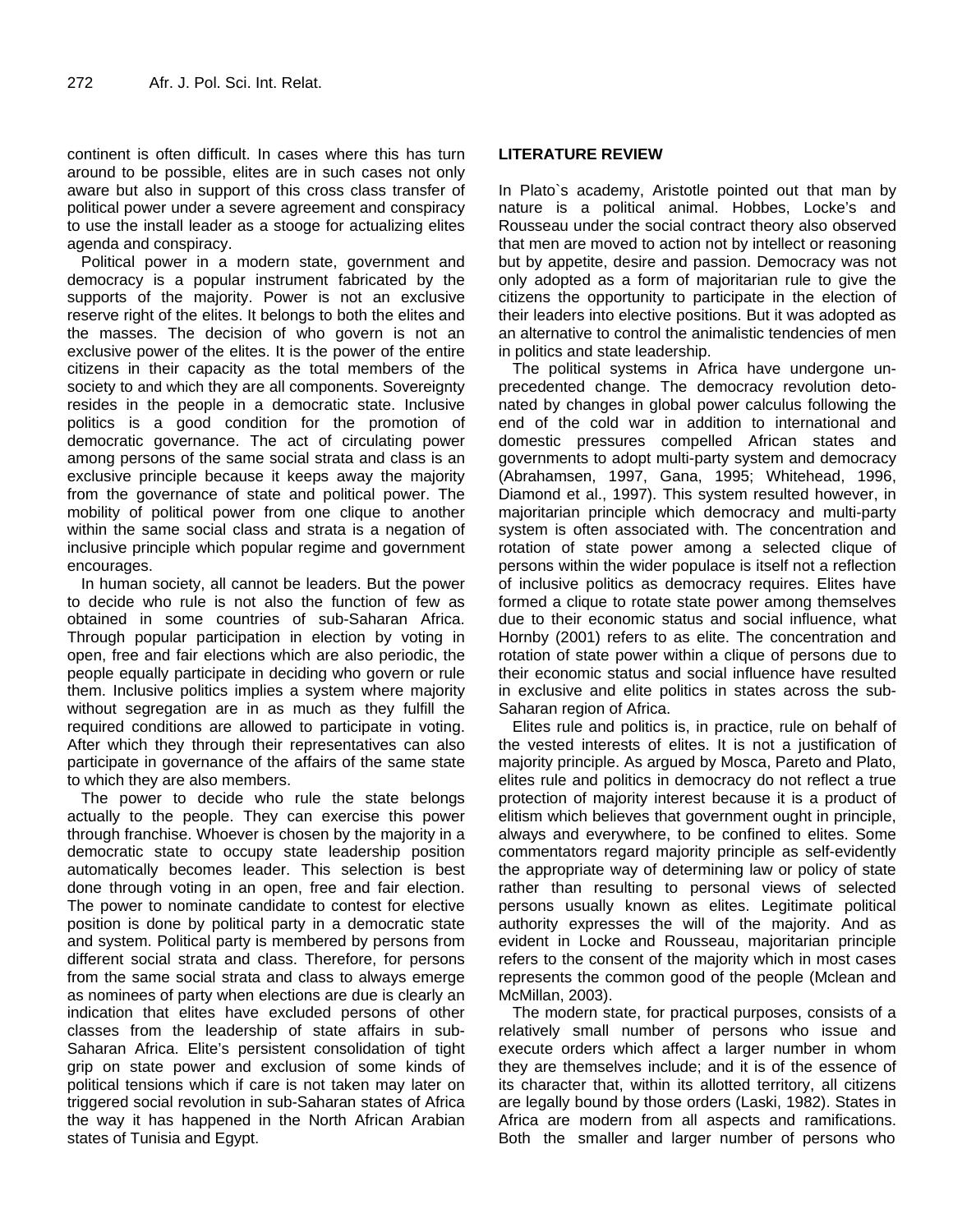continent is often difficult. In cases where this has turn around to be possible, elites are in such cases not only aware but also in support of this cross class transfer of political power under a severe agreement and conspiracy to use the install leader as a stooge for actualizing elites agenda and conspiracy.

Political power in a modern state, government and democracy is a popular instrument fabricated by the supports of the majority. Power is not an exclusive reserve right of the elites. It belongs to both the elites and the masses. The decision of who govern is not an exclusive power of the elites. It is the power of the entire citizens in their capacity as the total members of the society to and which they are all components. Sovereignty resides in the people in a democratic state. Inclusive politics is a good condition for the promotion of democratic governance. The act of circulating power among persons of the same social strata and class is an exclusive principle because it keeps away the majority from the governance of state and political power. The mobility of political power from one clique to another within the same social class and strata is a negation of inclusive principle which popular regime and government encourages.

In human society, all cannot be leaders. But the power to decide who rule is not also the function of few as obtained in some countries of sub-Saharan Africa. Through popular participation in election by voting in open, free and fair elections which are also periodic, the people equally participate in deciding who govern or rule them. Inclusive politics implies a system where majority without segregation are in as much as they fulfill the required conditions are allowed to participate in voting. After which they through their representatives can also participate in governance of the affairs of the same state to which they are also members.

The power to decide who rule the state belongs actually to the people. They can exercise this power through franchise. Whoever is chosen by the majority in a democratic state to occupy state leadership position automatically becomes leader. This selection is best done through voting in an open, free and fair election. The power to nominate candidate to contest for elective position is done by political party in a democratic state and system. Political party is membered by persons from different social strata and class. Therefore, for persons from the same social strata and class to always emerge as nominees of party when elections are due is clearly an indication that elites have excluded persons of other classes from the leadership of state affairs in sub-Saharan Africa. Elite's persistent consolidation of tight grip on state power and exclusion of some kinds of political tensions which if care is not taken may later on triggered social revolution in sub-Saharan states of Africa the way it has happened in the North African Arabian states of Tunisia and Egypt.

## LITERATURE REVIEW

In Plato`s academy, Aristotle pointed out that man by nature is a political animal. Hobbes, Locke's and Rousseau under the social contract theory also observed that men are moved to action not by intellect or reasoning but by appetite, desire and passion. Democracy was not only adopted as a form of majoritarian rule to give the citizens the opportunity to participate in the election of their leaders into elective positions. But it was adopted as an alternative to control the animalistic tendencies of men in politics and state leadership.

The political systems in Africa have undergone unprecedented change. The democracy revolution detonated by changes in global power calculus following the end of the cold war in addition to international and domestic pressures compelled African states and governments to adopt multi-party system and democracy (Abrahamsen, 1997, Gana, 1995; Whitehead, 1996, Diamond et al., 1997). This system resulted however, in majoritarian principle which democracy and multi-party system is often associated with. The concentration and rotation of state power among a selected clique of persons within the wider populace is itself not a reflection of inclusive politics as democracy requires. Elites have formed a clique to rotate state power among themselves due to their economic status and social influence, what Hornby (2001) refers to as elite. The concentration and rotation of state power within a clique of persons due to their economic status and social influence have resulted in exclusive and elite politics in states across the sub-Saharan region of Africa.

Elites rule and politics is, in practice, rule on behalf of the vested interests of elites. It is not a justification of majority principle. As argued by Mosca, Pareto and Plato, elites rule and politics in democracy do not reflect a true protection of majority interest because it is a product of elitism which believes that government ought in principle, always and everywhere, to be confined to elites. Some commentators regard majority principle as self-evidently the appropriate way of determining law or policy of state rather than resulting to personal views of selected persons usually known as elites. Legitimate political authority expresses the will of the majority. And as evident in Locke and Rousseau, majoritarian principle refers to the consent of the majority which in most cases represents the common good of the people (Mclean and McMillan, 2003).

The modern state, for practical purposes, consists of a relatively small number of persons who issue and execute orders which affect a larger number in whom they are themselves include; and it is of the essence of its character that, within its allotted territory, all citizens are legally bound by those orders (Laski, 1982). States in Africa are modern from all aspects and ramifications. Both the smaller and larger number of persons who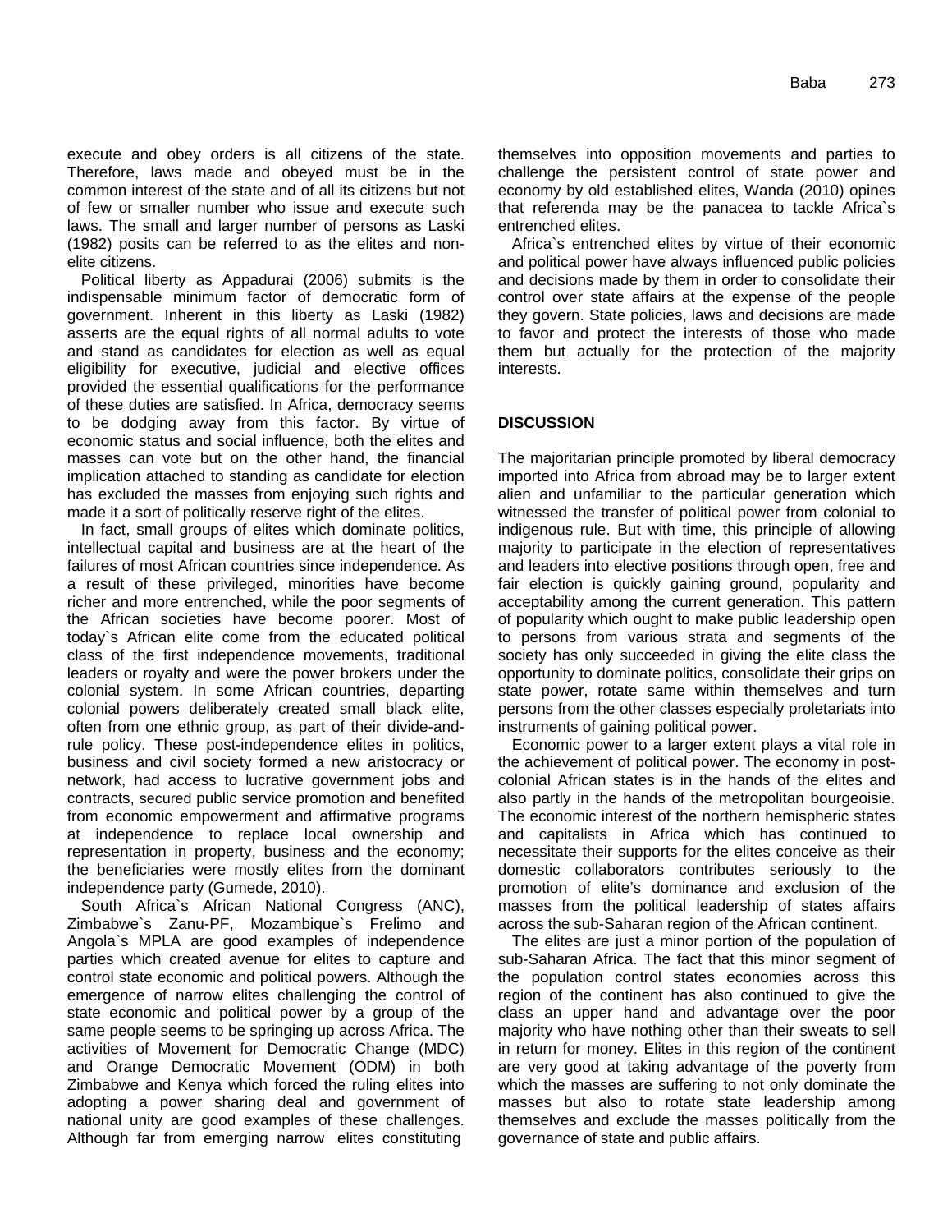execute and obey orders is all citizens of the state. Therefore, laws made and obeyed must be in the common interest of the state and of all its citizens but not of few or smaller number who issue and execute such laws. The small and larger number of persons as Laski (1982) posits can be referred to as the elites and non-elite citizens.

Political liberty as Appadurai (2006) submits is the indispensable minimum factor of democratic form of government. Inherent in this liberty as Laski (1982) asserts are the equal rights of all normal adults to vote and stand as candidates for election as well as equal eligibility for executive, judicial and elective offices provided the essential qualifications for the performance of these duties are satisfied. In Africa, democracy seems to be dodging away from this factor. By virtue of economic status and social influence, both the elites and masses can vote but on the other hand, the financial implication attached to standing as candidate for election has excluded the masses from enjoying such rights and made it a sort of politically reserve right of the elites.

In fact, small groups of elites which dominate politics, intellectual capital and business are at the heart of the failures of most African countries since independence. As a result of these privileged, minorities have become richer and more entrenched, while the poor segments of the African societies have become poorer. Most of today`s African elite come from the educated political class of the first independence movements, traditional leaders or royalty and were the power brokers under the colonial system. In some African countries, departing colonial powers deliberately created small black elite, often from one ethnic group, as part of their divide-and-rule policy. These post-independence elites in politics, business and civil society formed a new aristocracy or network, had access to lucrative government jobs and contracts, secured public service promotion and benefited from economic empowerment and affirmative programs at independence to replace local ownership and representation in property, business and the economy; the beneficiaries were mostly elites from the dominant independence party (Gumede, 2010).

South Africa`s African National Congress (ANC), Zimbabwe`s Zanu-PF, Mozambique`s Frelimo and Angola`s MPLA are good examples of independence parties which created avenue for elites to capture and control state economic and political powers. Although the emergence of narrow elites challenging the control of state economic and political power by a group of the same people seems to be springing up across Africa. The activities of Movement for Democratic Change (MDC) and Orange Democratic Movement (ODM) in both Zimbabwe and Kenya which forced the ruling elites into adopting a power sharing deal and government of national unity are good examples of these challenges. Although far from emerging narrow elites constituting themselves into opposition movements and parties to challenge the persistent control of state power and economy by old established elites, Wanda (2010) opines that referenda may be the panacea to tackle Africa`s entrenched elites.

Africa`s entrenched elites by virtue of their economic and political power have always influenced public policies and decisions made by them in order to consolidate their control over state affairs at the expense of the people they govern. State policies, laws and decisions are made to favor and protect the interests of those who made them but actually for the protection of the majority interests.

## DISCUSSION

The majoritarian principle promoted by liberal democracy imported into Africa from abroad may be to larger extent alien and unfamiliar to the particular generation which witnessed the transfer of political power from colonial to indigenous rule. But with time, this principle of allowing majority to participate in the election of representatives and leaders into elective positions through open, free and fair election is quickly gaining ground, popularity and acceptability among the current generation. This pattern of popularity which ought to make public leadership open to persons from various strata and segments of the society has only succeeded in giving the elite class the opportunity to dominate politics, consolidate their grips on state power, rotate same within themselves and turn persons from the other classes especially proletariats into instruments of gaining political power.

Economic power to a larger extent plays a vital role in the achievement of political power. The economy in post-colonial African states is in the hands of the elites and also partly in the hands of the metropolitan bourgeoisie. The economic interest of the northern hemispheric states and capitalists in Africa which has continued to necessitate their supports for the elites conceive as their domestic collaborators contributes seriously to the promotion of elite's dominance and exclusion of the masses from the political leadership of states affairs across the sub-Saharan region of the African continent.

The elites are just a minor portion of the population of sub-Saharan Africa. The fact that this minor segment of the population control states economies across this region of the continent has also continued to give the class an upper hand and advantage over the poor majority who have nothing other than their sweats to sell in return for money. Elites in this region of the continent are very good at taking advantage of the poverty from which the masses are suffering to not only dominate the masses but also to rotate state leadership among themselves and exclude the masses politically from the governance of state and public affairs.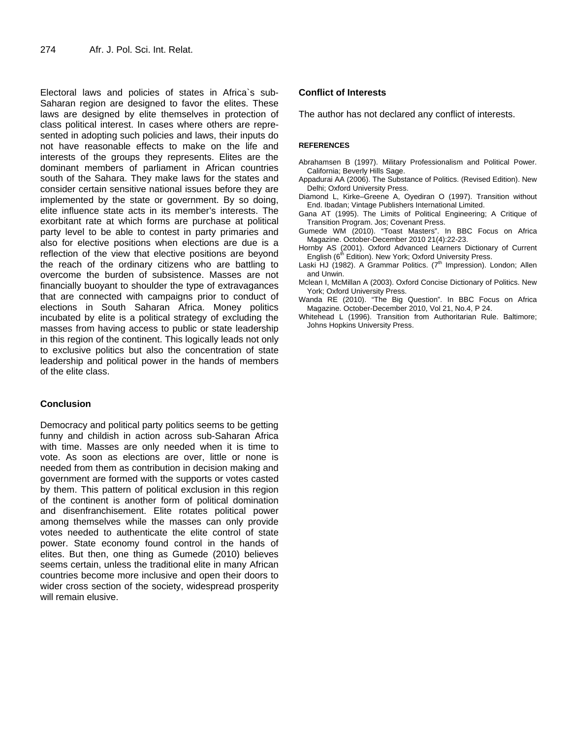Electoral laws and policies of states in Africa`s sub-Saharan region are designed to favor the elites. These laws are designed by elite themselves in protection of class political interest. In cases where others are represented in adopting such policies and laws, their inputs do not have reasonable effects to make on the life and interests of the groups they represents. Elites are the dominant members of parliament in African countries south of the Sahara. They make laws for the states and consider certain sensitive national issues before they are implemented by the state or government. By so doing, elite influence state acts in its member's interests. The exorbitant rate at which forms are purchase at political party level to be able to contest in party primaries and also for elective positions when elections are due is a reflection of the view that elective positions are beyond the reach of the ordinary citizens who are battling to overcome the burden of subsistence. Masses are not financially buoyant to shoulder the type of extravagances that are connected with campaigns prior to conduct of elections in South Saharan Africa. Money politics incubated by elite is a political strategy of excluding the masses from having access to public or state leadership in this region of the continent. This logically leads not only to exclusive politics but also the concentration of state leadership and political power in the hands of members of the elite class.

## Conclusion

Democracy and political party politics seems to be getting funny and childish in action across sub-Saharan Africa with time. Masses are only needed when it is time to vote. As soon as elections are over, little or none is needed from them as contribution in decision making and government are formed with the supports or votes casted by them. This pattern of political exclusion in this region of the continent is another form of political domination and disenfranchisement. Elite rotates political power among themselves while the masses can only provide votes needed to authenticate the elite control of state power. State economy found control in the hands of elites. But then, one thing as Gumede (2010) believes seems certain, unless the traditional elite in many African countries become more inclusive and open their doors to wider cross section of the society, widespread prosperity will remain elusive.

## Conflict of Interests

The author has not declared any conflict of interests.

## REFERENCES

Abrahamsen B (1997). Military Professionalism and Political Power. California; Beverly Hills Sage.

Appadurai AA (2006). The Substance of Politics. (Revised Edition). New Delhi; Oxford University Press.

Diamond L, Kirke–Greene A, Oyediran O (1997). Transition without End. Ibadan; Vintage Publishers International Limited.

Gana AT (1995). The Limits of Political Engineering; A Critique of Transition Program. Jos; Covenant Press.

Gumede WM (2010). "Toast Masters". In BBC Focus on Africa Magazine. October-December 2010 21(4):22-23.

Hornby AS (2001). Oxford Advanced Learners Dictionary of Current English (6th Edition). New York; Oxford University Press.

Laski HJ (1982). A Grammar Politics. (7th Impression). London; Allen and Unwin.

Mclean I, McMillan A (2003). Oxford Concise Dictionary of Politics. New York; Oxford University Press.

Wanda RE (2010). "The Big Question". In BBC Focus on Africa Magazine. October-December 2010, Vol 21, No.4, P 24.

Whitehead L (1996). Transition from Authoritarian Rule. Baltimore; Johns Hopkins University Press.